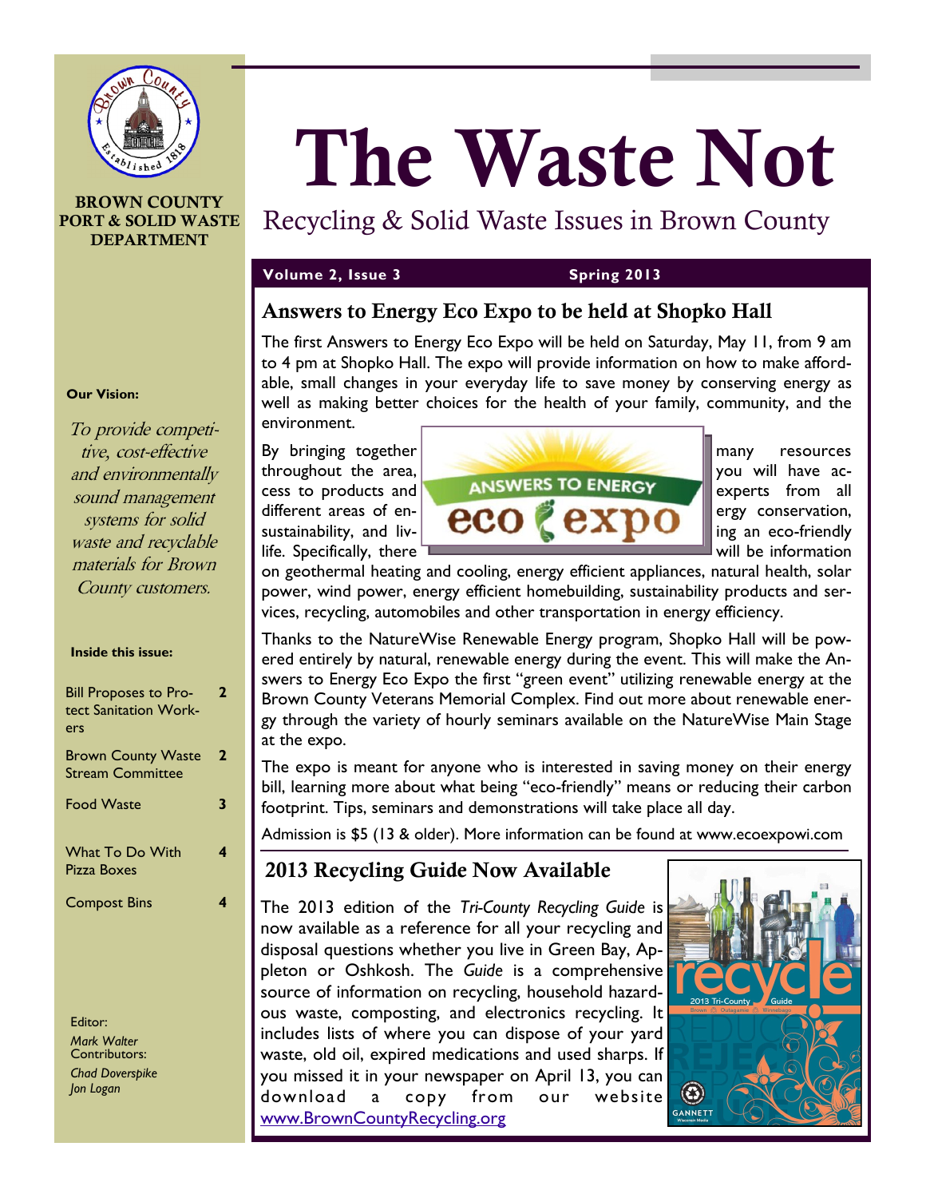# The Waste Not

Recycling & Solid Waste Issues in Brown County

**BROWN COUNTY PORT & SOLID WASTE DEPARTMENT**

**Volume 2, Issue 3** **Spring 2013**

**Our Vision:**

*To provide competitive, cost-effective and environmentally sound management systems for solid waste and recyclable materials for Brown County customers.*

**Inside this issue:**

| | |
|---|---|
| Bill Proposes to Protect Sanitation Workers | 2 |
| Brown County Waste Stream Committee | 2 |
| Food Waste | 3 |
| What To Do With Pizza Boxes | 4 |
| Compost Bins | 4 |

Editor:
*Mark Walter*
Contributors:
*Chad Doverspike*
*Jon Logan*

## Answers to Energy Eco Expo to be held at Shopko Hall

The first Answers to Energy Eco Expo will be held on Saturday, May 11, from 9 am to 4 pm at Shopko Hall. The expo will provide information on how to make affordable, small changes in your everyday life to save money by conserving energy as well as making better choices for the health of your family, community, and the environment.

By bringing together many resources throughout the area, you will have access to products and experts from all different areas of energy conservation, sustainability, and living an eco-friendly life. Specifically, there will be information on geothermal heating and cooling, energy efficient appliances, natural health, solar power, wind power, energy efficient homebuilding, sustainability products and services, recycling, automobiles and other transportation in energy efficiency.

Thanks to the NatureWise Renewable Energy program, Shopko Hall will be powered entirely by natural, renewable energy during the event. This will make the Answers to Energy Eco Expo the first "green event" utilizing renewable energy at the Brown County Veterans Memorial Complex. Find out more about renewable energy through the variety of hourly seminars available on the NatureWise Main Stage at the expo.

The expo is meant for anyone who is interested in saving money on their energy bill, learning more about what being "eco-friendly" means or reducing their carbon footprint. Tips, seminars and demonstrations will take place all day.

Admission is $5 (13 & older). More information can be found at www.ecoexpowi.com

## 2013 Recycling Guide Now Available

The 2013 edition of the *Tri-County Recycling Guide* is now available as a reference for all your recycling and disposal questions whether you live in Green Bay, Appleton or Oshkosh. The *Guide* is a comprehensive source of information on recycling, household hazardous waste, composting, and electronics recycling. It includes lists of where you can dispose of your yard waste, old oil, expired medications and used sharps. If you missed it in your newspaper on April 13, you can download a copy from our website www.BrownCountyRecycling.org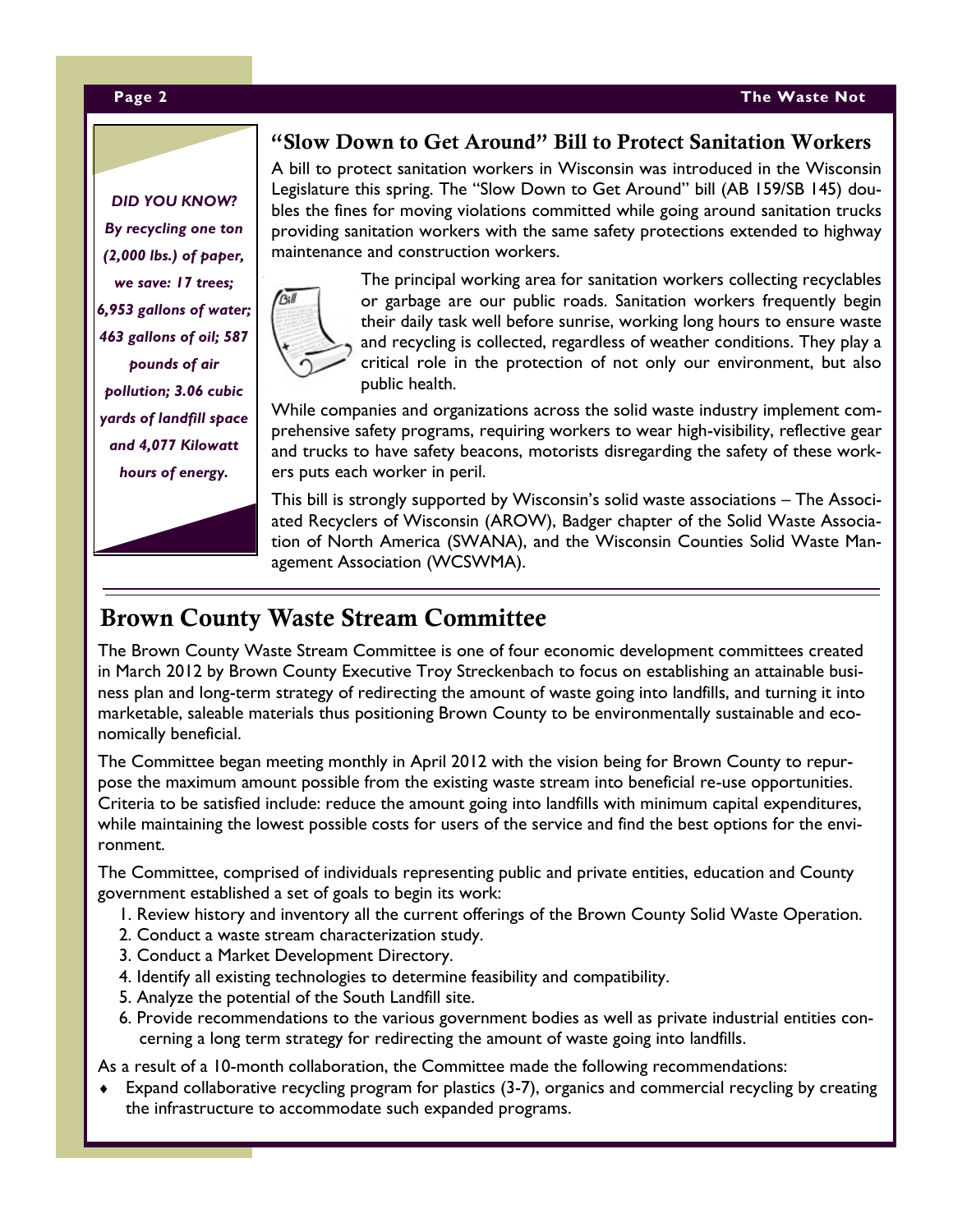## "Slow Down to Get Around" Bill to Protect Sanitation Workers

A bill to protect sanitation workers in Wisconsin was introduced in the Wisconsin Legislature this spring. The "Slow Down to Get Around" bill (AB 159/SB 145) doubles the fines for moving violations committed while going around sanitation trucks providing sanitation workers with the same safety protections extended to highway maintenance and construction workers.

The principal working area for sanitation workers collecting recyclables or garbage are our public roads. Sanitation workers frequently begin their daily task well before sunrise, working long hours to ensure waste and recycling is collected, regardless of weather conditions. They play a critical role in the protection of not only our environment, but also public health.

While companies and organizations across the solid waste industry implement comprehensive safety programs, requiring workers to wear high-visibility, reflective gear and trucks to have safety beacons, motorists disregarding the safety of these workers puts each worker in peril.

This bill is strongly supported by Wisconsin's solid waste associations – The Associated Recyclers of Wisconsin (AROW), Badger chapter of the Solid Waste Association of North America (SWANA), and the Wisconsin Counties Solid Waste Management Association (WCSWMA).

***DID YOU KNOW? By recycling one ton (2,000 lbs.) of paper, we save: 17 trees; 6,953 gallons of water; 463 gallons of oil; 587 pounds of air pollution; 3.06 cubic yards of landfill space and 4,077 Kilowatt hours of energy.***

## Brown County Waste Stream Committee

The Brown County Waste Stream Committee is one of four economic development committees created in March 2012 by Brown County Executive Troy Streckenbach to focus on establishing an attainable business plan and long-term strategy of redirecting the amount of waste going into landfills, and turning it into marketable, saleable materials thus positioning Brown County to be environmentally sustainable and economically beneficial.

The Committee began meeting monthly in April 2012 with the vision being for Brown County to repurpose the maximum amount possible from the existing waste stream into beneficial re-use opportunities. Criteria to be satisfied include: reduce the amount going into landfills with minimum capital expenditures, while maintaining the lowest possible costs for users of the service and find the best options for the environment.

The Committee, comprised of individuals representing public and private entities, education and County government established a set of goals to begin its work:

1. Review history and inventory all the current offerings of the Brown County Solid Waste Operation.
2. Conduct a waste stream characterization study.
3. Conduct a Market Development Directory.
4. Identify all existing technologies to determine feasibility and compatibility.
5. Analyze the potential of the South Landfill site.
6. Provide recommendations to the various government bodies as well as private industrial entities concerning a long term strategy for redirecting the amount of waste going into landfills.

As a result of a 10-month collaboration, the Committee made the following recommendations:

- Expand collaborative recycling program for plastics (3-7), organics and commercial recycling by creating the infrastructure to accommodate such expanded programs.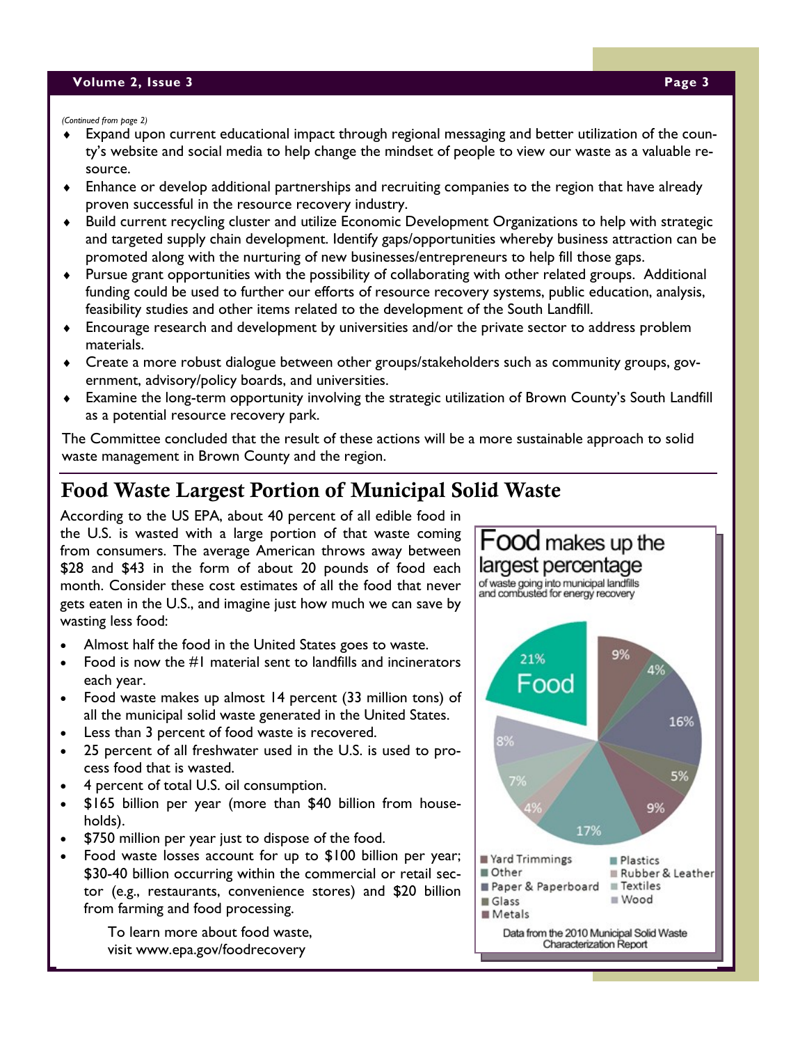*(Continued from page 2)*

- Expand upon current educational impact through regional messaging and better utilization of the county's website and social media to help change the mindset of people to view our waste as a valuable resource.
- Enhance or develop additional partnerships and recruiting companies to the region that have already proven successful in the resource recovery industry.
- Build current recycling cluster and utilize Economic Development Organizations to help with strategic and targeted supply chain development. Identify gaps/opportunities whereby business attraction can be promoted along with the nurturing of new businesses/entrepreneurs to help fill those gaps.
- Pursue grant opportunities with the possibility of collaborating with other related groups. Additional funding could be used to further our efforts of resource recovery systems, public education, analysis, feasibility studies and other items related to the development of the South Landfill.
- Encourage research and development by universities and/or the private sector to address problem materials.
- Create a more robust dialogue between other groups/stakeholders such as community groups, government, advisory/policy boards, and universities.
- Examine the long-term opportunity involving the strategic utilization of Brown County's South Landfill as a potential resource recovery park.

The Committee concluded that the result of these actions will be a more sustainable approach to solid waste management in Brown County and the region.

## Food Waste Largest Portion of Municipal Solid Waste

According to the US EPA, about 40 percent of all edible food in the U.S. is wasted with a large portion of that waste coming from consumers. The average American throws away between $28 and $43 in the form of about 20 pounds of food each month. Consider these cost estimates of all the food that never gets eaten in the U.S., and imagine just how much we can save by wasting less food:

- Almost half the food in the United States goes to waste.
- Food is now the #1 material sent to landfills and incinerators each year.
- Food waste makes up almost 14 percent (33 million tons) of all the municipal solid waste generated in the United States.
- Less than 3 percent of food waste is recovered.
- 25 percent of all freshwater used in the U.S. is used to process food that is wasted.
- 4 percent of total U.S. oil consumption.
- $165 billion per year (more than $40 billion from households).
- $750 million per year just to dispose of the food.
- Food waste losses account for up to $100 billion per year; $30-40 billion occurring within the commercial or retail sector (e.g., restaurants, convenience stores) and $20 billion from farming and food processing.

To learn more about food waste, visit www.epa.gov/foodrecovery

**Food makes up the largest percentage** of waste going into municipal landfills and combusted for energy recovery

| Category | Percentage |
|---|---|
| Food | 21% |
| Yard Trimmings | 9% |
| Other | 4% |
| Paper & Paperboard | 16% |
| Glass | 5% |
| Metals | 9% |
| Plastics | 17% |
| Rubber & Leather | 4% |
| Textiles | 7% |
| Wood | 8% |

Data from the 2010 Municipal Solid Waste Characterization Report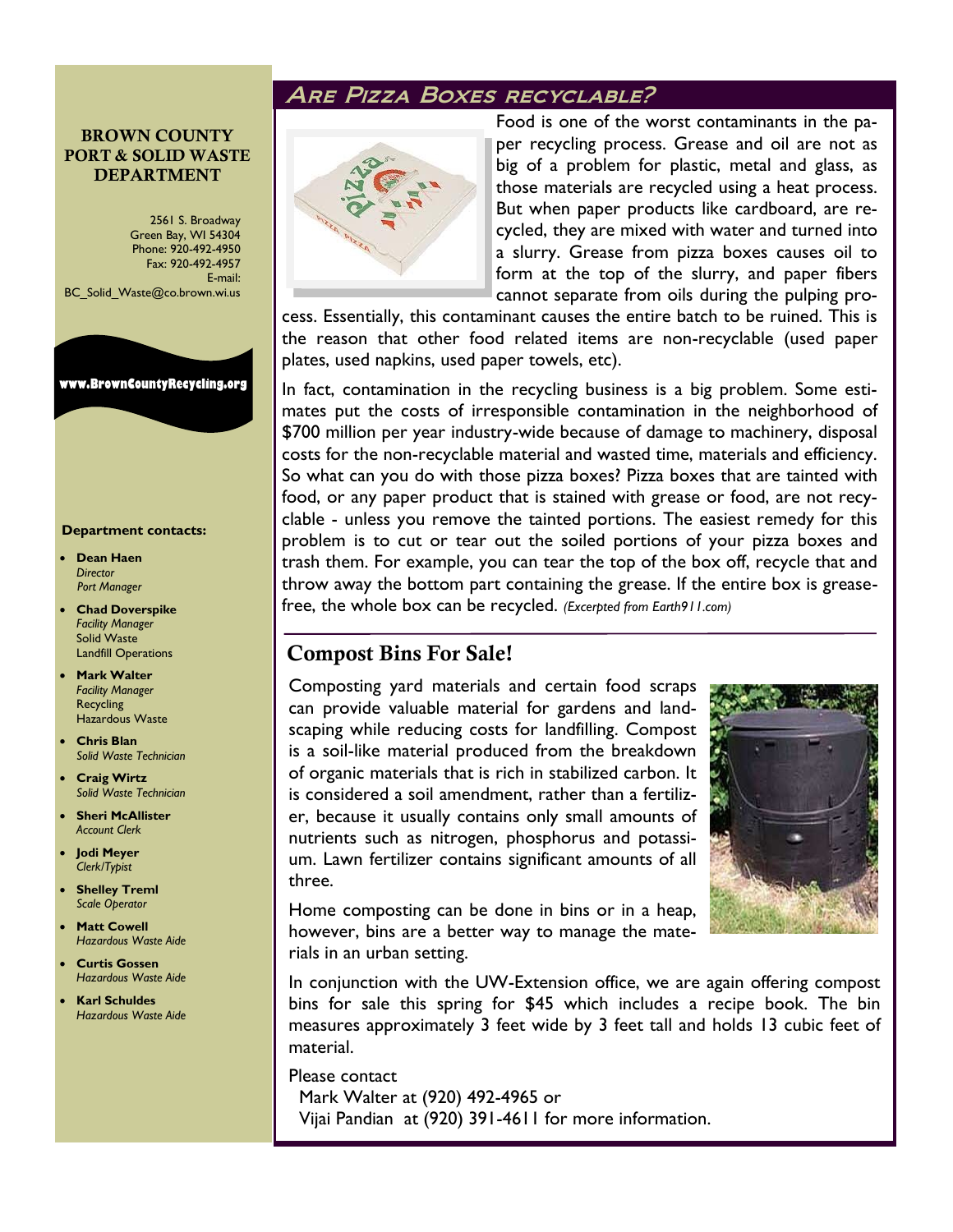## BROWN COUNTY PORT & SOLID WASTE DEPARTMENT

2561 S. Broadway
Green Bay, WI 54304
Phone: 920-492-4950
Fax: 920-492-4957
E-mail:
BC_Solid_Waste@co.brown.wi.us

**www.BrownCountyRecycling.org**

**Department contacts:**

- **Dean Haen**
  *Director*
  *Port Manager*
- **Chad Doverspike**
  *Facility Manager*
  Solid Waste
  Landfill Operations
- **Mark Walter**
  *Facility Manager*
  Recycling
  Hazardous Waste
- **Chris Blan**
  *Solid Waste Technician*
- **Craig Wirtz**
  *Solid Waste Technician*
- **Sheri McAllister**
  *Account Clerk*
- **Jodi Meyer**
  *Clerk/Typist*
- **Shelley Treml**
  *Scale Operator*
- **Matt Cowell**
  *Hazardous Waste Aide*
- **Curtis Gossen**
  *Hazardous Waste Aide*
- **Karl Schuldes**
  *Hazardous Waste Aide*

## Are Pizza Boxes recyclable?

Food is one of the worst contaminants in the paper recycling process. Grease and oil are not as big of a problem for plastic, metal and glass, as those materials are recycled using a heat process. But when paper products like cardboard, are recycled, they are mixed with water and turned into a slurry. Grease from pizza boxes causes oil to form at the top of the slurry, and paper fibers cannot separate from oils during the pulping process. Essentially, this contaminant causes the entire batch to be ruined. This is the reason that other food related items are non-recyclable (used paper plates, used napkins, used paper towels, etc).

In fact, contamination in the recycling business is a big problem. Some estimates put the costs of irresponsible contamination in the neighborhood of $700 million per year industry-wide because of damage to machinery, disposal costs for the non-recyclable material and wasted time, materials and efficiency. So what can you do with those pizza boxes? Pizza boxes that are tainted with food, or any paper product that is stained with grease or food, are not recyclable - unless you remove the tainted portions. The easiest remedy for this problem is to cut or tear out the soiled portions of your pizza boxes and trash them. For example, you can tear the top of the box off, recycle that and throw away the bottom part containing the grease. If the entire box is grease-free, the whole box can be recycled. *(Excerpted from Earth911.com)*

## Compost Bins For Sale!

Composting yard materials and certain food scraps can provide valuable material for gardens and landscaping while reducing costs for landfilling. Compost is a soil-like material produced from the breakdown of organic materials that is rich in stabilized carbon. It is considered a soil amendment, rather than a fertilizer, because it usually contains only small amounts of nutrients such as nitrogen, phosphorus and potassium. Lawn fertilizer contains significant amounts of all three.

Home composting can be done in bins or in a heap, however, bins are a better way to manage the materials in an urban setting.

In conjunction with the UW-Extension office, we are again offering compost bins for sale this spring for $45 which includes a recipe book. The bin measures approximately 3 feet wide by 3 feet tall and holds 13 cubic feet of material.

Please contact
Mark Walter at (920) 492-4965 or
Vijai Pandian at (920) 391-4611 for more information.